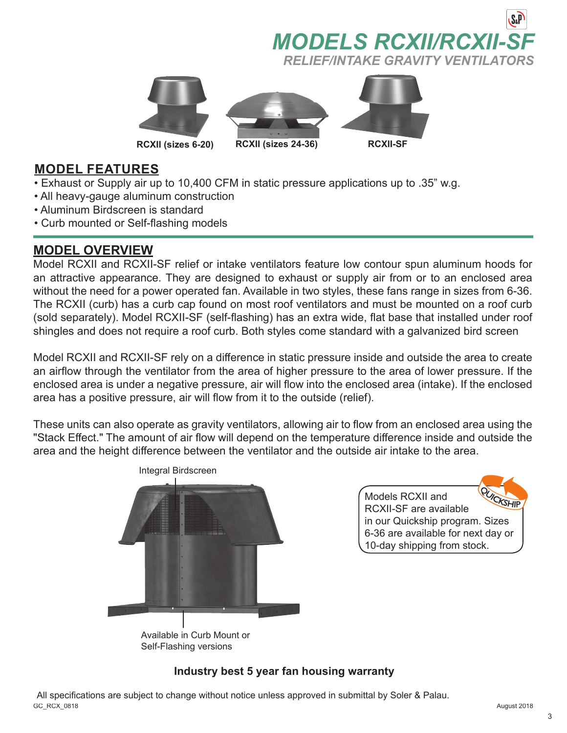# MODELS RCXII/RCXII-SF

## RELIEF/INTAKE GRAVITY VENTILATORS

RCXII (sizes 6-20) RCXII (sizes 24-36) RCXII-SF

## MODEL FEATURES

- Exhaust or Supply air up to 10,400 CFM in static pressure applications up to .35" w.g.
- All heavy-gauge aluminum construction
- Aluminum Birdscreen is standard
- Curb mounted or Self-flashing models

## MODEL OVERVIEW

Model RCXII and RCXII-SF relief or intake ventilators feature low contour spun aluminum hoods for an attractive appearance. They are designed to exhaust or supply air from or to an enclosed area without the need for a power operated fan. Available in two styles, these fans range in sizes from 6-36. The RCXII (curb) has a curb cap found on most roof ventilators and must be mounted on a roof curb (sold separately). Model RCXII-SF (self-flashing) has an extra wide, flat base that installed under roof shingles and does not require a roof curb. Both styles come standard with a galvanized bird screen

Model RCXII and RCXII-SF rely on a difference in static pressure inside and outside the area to create an airflow through the ventilator from the area of higher pressure to the area of lower pressure. If the enclosed area is under a negative pressure, air will flow into the enclosed area (intake). If the enclosed area has a positive pressure, air will flow from it to the outside (relief).

These units can also operate as gravity ventilators, allowing air to flow from an enclosed area using the "Stack Effect." The amount of air flow will depend on the temperature difference inside and outside the area and the height difference between the ventilator and the outside air intake to the area.

Integral Birdscreen

Available in Curb Mount or Self-Flashing versions

Models RCXII and RCXII-SF are available in our Quickship program. Sizes 6-36 are available for next day or 10-day shipping from stock.

**Industry best 5 year fan housing warranty**

All specifications are subject to change without notice unless approved in submittal by Soler & Palau.

GC_RCX_0818 August 2018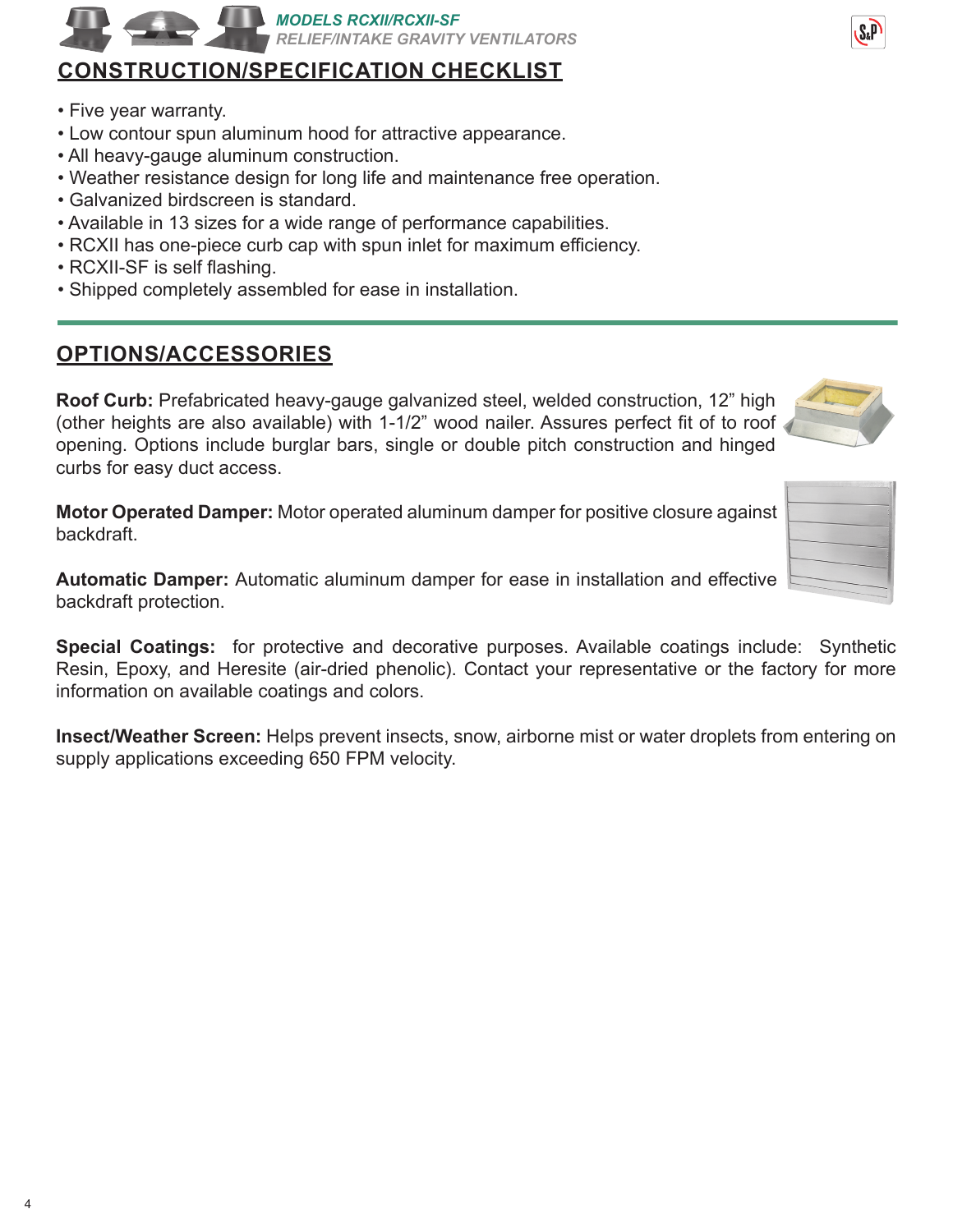## CONSTRUCTION/SPECIFICATION CHECKLIST

- Five year warranty.
- Low contour spun aluminum hood for attractive appearance.
- All heavy-gauge aluminum construction.
- Weather resistance design for long life and maintenance free operation.
- Galvanized birdscreen is standard.
- Available in 13 sizes for a wide range of performance capabilities.
- RCXII has one-piece curb cap with spun inlet for maximum efficiency.
- RCXII-SF is self flashing.
- Shipped completely assembled for ease in installation.

## OPTIONS/ACCESSORIES

**Roof Curb:** Prefabricated heavy-gauge galvanized steel, welded construction, 12" high (other heights are also available) with 1-1/2" wood nailer. Assures perfect fit of to roof opening. Options include burglar bars, single or double pitch construction and hinged curbs for easy duct access.

**Motor Operated Damper:** Motor operated aluminum damper for positive closure against backdraft.

**Automatic Damper:** Automatic aluminum damper for ease in installation and effective backdraft protection.

**Special Coatings:** for protective and decorative purposes. Available coatings include: Synthetic Resin, Epoxy, and Heresite (air-dried phenolic). Contact your representative or the factory for more information on available coatings and colors.

**Insect/Weather Screen:** Helps prevent insects, snow, airborne mist or water droplets from entering on supply applications exceeding 650 FPM velocity.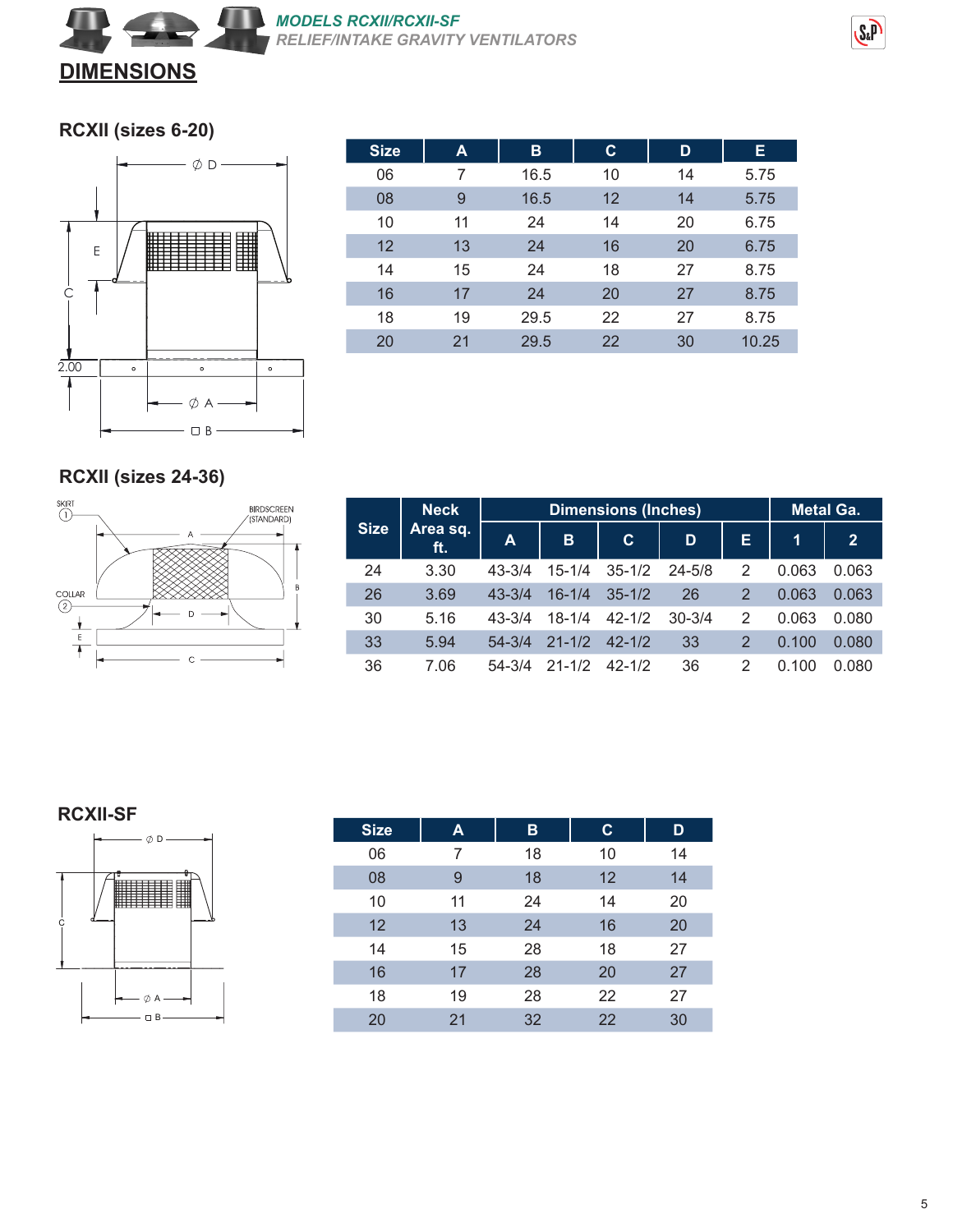# DIMENSIONS

## RCXII (sizes 6-20)

| Size | A | B | C | D | E |
|---|---|---|---|---|---|
| 06 | 7 | 16.5 | 10 | 14 | 5.75 |
| 08 | 9 | 16.5 | 12 | 14 | 5.75 |
| 10 | 11 | 24 | 14 | 20 | 6.75 |
| 12 | 13 | 24 | 16 | 20 | 6.75 |
| 14 | 15 | 24 | 18 | 27 | 8.75 |
| 16 | 17 | 24 | 20 | 27 | 8.75 |
| 18 | 19 | 29.5 | 22 | 27 | 8.75 |
| 20 | 21 | 29.5 | 22 | 30 | 10.25 |

## RCXII (sizes 24-36)

| Size | Neck Area sq. ft. | Dimensions (Inches) | | | | | Metal Ga. | |
|---|---|---|---|---|---|---|---|---|
| | | A | B | C | D | E | 1 | 2 |
| 24 | 3.30 | 43-3/4 | 15-1/4 | 35-1/2 | 24-5/8 | 2 | 0.063 | 0.063 |
| 26 | 3.69 | 43-3/4 | 16-1/4 | 35-1/2 | 26 | 2 | 0.063 | 0.063 |
| 30 | 5.16 | 43-3/4 | 18-1/4 | 42-1/2 | 30-3/4 | 2 | 0.063 | 0.080 |
| 33 | 5.94 | 54-3/4 | 21-1/2 | 42-1/2 | 33 | 2 | 0.100 | 0.080 |
| 36 | 7.06 | 54-3/4 | 21-1/2 | 42-1/2 | 36 | 2 | 0.100 | 0.080 |

## RCXII-SF

| Size | A | B | C | D |
|---|---|---|---|---|
| 06 | 7 | 18 | 10 | 14 |
| 08 | 9 | 18 | 12 | 14 |
| 10 | 11 | 24 | 14 | 20 |
| 12 | 13 | 24 | 16 | 20 |
| 14 | 15 | 28 | 18 | 27 |
| 16 | 17 | 28 | 20 | 27 |
| 18 | 19 | 28 | 22 | 27 |
| 20 | 21 | 32 | 22 | 30 |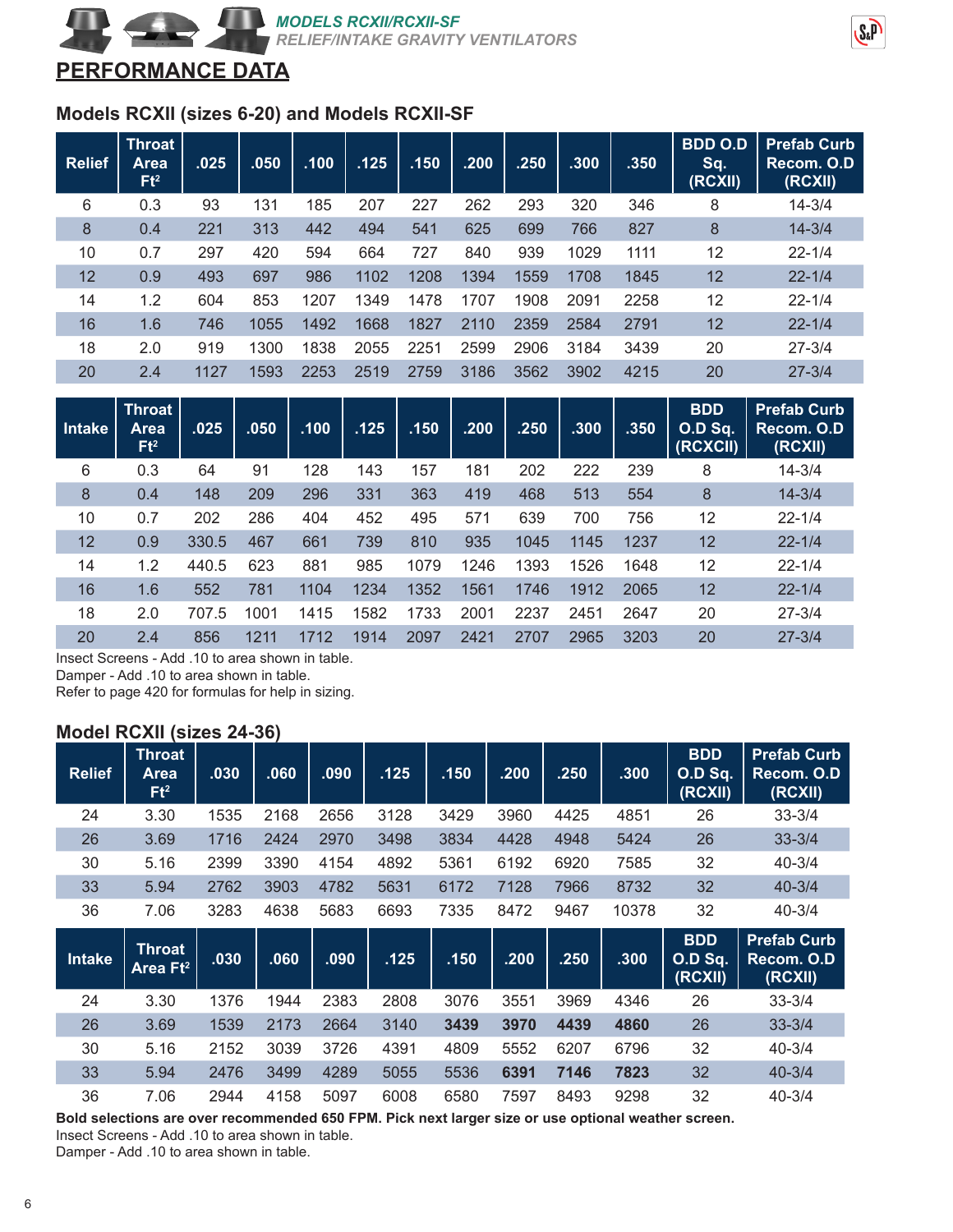**MODELS RCXII/RCXII-SF**
**RELIEF/INTAKE GRAVITY VENTILATORS**

# PERFORMANCE DATA

## Models RCXII (sizes 6-20) and Models RCXII-SF

| Relief | Throat Area Ft² | .025 | .050 | .100 | .125 | .150 | .200 | .250 | .300 | .350 | BDD O.D Sq. (RCXII) | Prefab Curb Recom. O.D (RCXII) |
|---|---|---|---|---|---|---|---|---|---|---|---|---|
| 6 | 0.3 | 93 | 131 | 185 | 207 | 227 | 262 | 293 | 320 | 346 | 8 | 14-3/4 |
| 8 | 0.4 | 221 | 313 | 442 | 494 | 541 | 625 | 699 | 766 | 827 | 8 | 14-3/4 |
| 10 | 0.7 | 297 | 420 | 594 | 664 | 727 | 840 | 939 | 1029 | 1111 | 12 | 22-1/4 |
| 12 | 0.9 | 493 | 697 | 986 | 1102 | 1208 | 1394 | 1559 | 1708 | 1845 | 12 | 22-1/4 |
| 14 | 1.2 | 604 | 853 | 1207 | 1349 | 1478 | 1707 | 1908 | 2091 | 2258 | 12 | 22-1/4 |
| 16 | 1.6 | 746 | 1055 | 1492 | 1668 | 1827 | 2110 | 2359 | 2584 | 2791 | 12 | 22-1/4 |
| 18 | 2.0 | 919 | 1300 | 1838 | 2055 | 2251 | 2599 | 2906 | 3184 | 3439 | 20 | 27-3/4 |
| 20 | 2.4 | 1127 | 1593 | 2253 | 2519 | 2759 | 3186 | 3562 | 3902 | 4215 | 20 | 27-3/4 |

| Intake | Throat Area Ft² | .025 | .050 | .100 | .125 | .150 | .200 | .250 | .300 | .350 | BDD O.D Sq. (RCXCII) | Prefab Curb Recom. O.D (RCXII) |
|---|---|---|---|---|---|---|---|---|---|---|---|---|
| 6 | 0.3 | 64 | 91 | 128 | 143 | 157 | 181 | 202 | 222 | 239 | 8 | 14-3/4 |
| 8 | 0.4 | 148 | 209 | 296 | 331 | 363 | 419 | 468 | 513 | 554 | 8 | 14-3/4 |
| 10 | 0.7 | 202 | 286 | 404 | 452 | 495 | 571 | 639 | 700 | 756 | 12 | 22-1/4 |
| 12 | 0.9 | 330.5 | 467 | 661 | 739 | 810 | 935 | 1045 | 1145 | 1237 | 12 | 22-1/4 |
| 14 | 1.2 | 440.5 | 623 | 881 | 985 | 1079 | 1246 | 1393 | 1526 | 1648 | 12 | 22-1/4 |
| 16 | 1.6 | 552 | 781 | 1104 | 1234 | 1352 | 1561 | 1746 | 1912 | 2065 | 12 | 22-1/4 |
| 18 | 2.0 | 707.5 | 1001 | 1415 | 1582 | 1733 | 2001 | 2237 | 2451 | 2647 | 20 | 27-3/4 |
| 20 | 2.4 | 856 | 1211 | 1712 | 1914 | 2097 | 2421 | 2707 | 2965 | 3203 | 20 | 27-3/4 |

Insect Screens - Add .10 to area shown in table.
Damper - Add .10 to area shown in table.
Refer to page 420 for formulas for help in sizing.

## Model RCXII (sizes 24-36)

| Relief | Throat Area Ft² | .030 | .060 | .090 | .125 | .150 | .200 | .250 | .300 | BDD O.D Sq. (RCXII) | Prefab Curb Recom. O.D (RCXII) |
|---|---|---|---|---|---|---|---|---|---|---|---|
| 24 | 3.30 | 1535 | 2168 | 2656 | 3128 | 3429 | 3960 | 4425 | 4851 | 26 | 33-3/4 |
| 26 | 3.69 | 1716 | 2424 | 2970 | 3498 | 3834 | 4428 | 4948 | 5424 | 26 | 33-3/4 |
| 30 | 5.16 | 2399 | 3390 | 4154 | 4892 | 5361 | 6192 | 6920 | 7585 | 32 | 40-3/4 |
| 33 | 5.94 | 2762 | 3903 | 4782 | 5631 | 6172 | 7128 | 7966 | 8732 | 32 | 40-3/4 |
| 36 | 7.06 | 3283 | 4638 | 5683 | 6693 | 7335 | 8472 | 9467 | 10378 | 32 | 40-3/4 |

| Intake | Throat Area Ft² | .030 | .060 | .090 | .125 | .150 | .200 | .250 | .300 | BDD O.D Sq. (RCXII) | Prefab Curb Recom. O.D (RCXII) |
|---|---|---|---|---|---|---|---|---|---|---|---|
| 24 | 3.30 | 1376 | 1944 | 2383 | 2808 | 3076 | 3551 | 3969 | 4346 | 26 | 33-3/4 |
| 26 | 3.69 | 1539 | 2173 | 2664 | 3140 | **3439** | **3970** | **4439** | **4860** | 26 | 33-3/4 |
| 30 | 5.16 | 2152 | 3039 | 3726 | 4391 | 4809 | 5552 | 6207 | 6796 | 32 | 40-3/4 |
| 33 | 5.94 | 2476 | 3499 | 4289 | 5055 | 5536 | **6391** | **7146** | **7823** | 32 | 40-3/4 |
| 36 | 7.06 | 2944 | 4158 | 5097 | 6008 | 6580 | 7597 | 8493 | 9298 | 32 | 40-3/4 |

**Bold selections are over recommended 650 FPM. Pick next larger size or use optional weather screen.**
Insect Screens - Add .10 to area shown in table.
Damper - Add .10 to area shown in table.